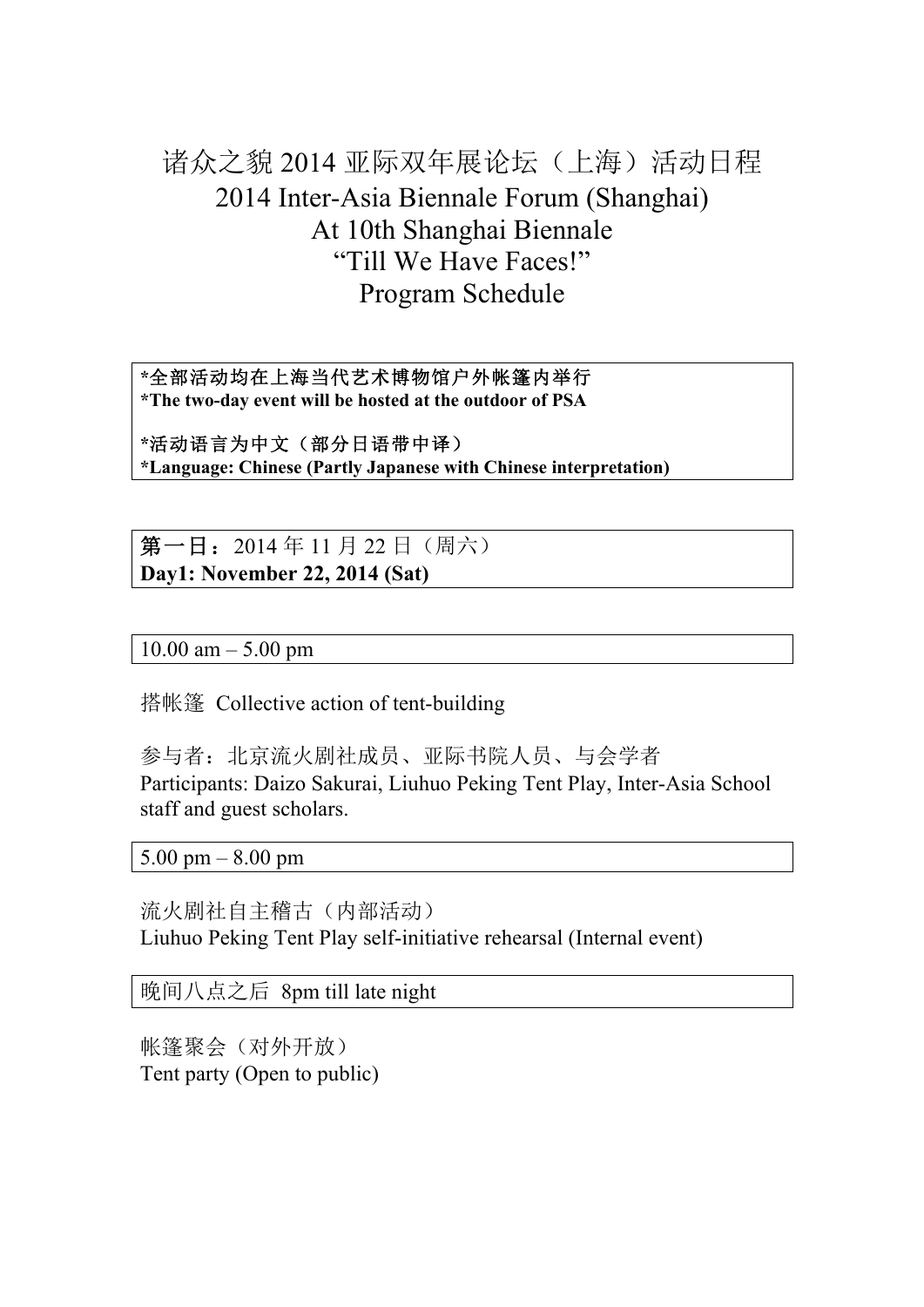# 诸众之貌 2014 亚际双年展论坛（上海）活动日程
# 2014 Inter-Asia Biennale Forum (Shanghai)
# At 10th Shanghai Biennale
# “Till We Have Faces!”
# Program Schedule

**\*全部活动均在上海当代艺术博物馆户外帐篷内举行**
**\*The two-day event will be hosted at the outdoor of PSA**

**\*活动语言为中文（部分日语带中译）**
**\*Language: Chinese (Partly Japanese with Chinese interpretation)**

## **第一日**：2014 年 11 月 22 日（周六）
## **Day1: November 22, 2014 (Sat)**

### 10.00 am – 5.00 pm

搭帐篷 Collective action of tent-building

参与者：北京流火剧社成员、亚际书院人员、与会学者
Participants: Daizo Sakurai, Liuhuo Peking Tent Play, Inter-Asia School staff and guest scholars.

### 5.00 pm – 8.00 pm

流火剧社自主稽古（内部活动）
Liuhuo Peking Tent Play self-initiative rehearsal (Internal event)

### 晚间八点之后 8pm till late night

帐篷聚会（对外开放）
Tent party (Open to public)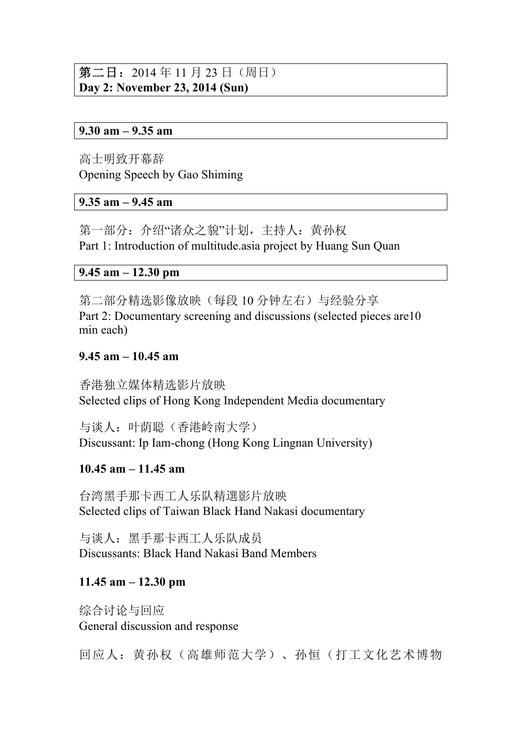**第二日**：2014 年 11 月 23 日（周日）
**Day 2: November 23, 2014 (Sun)**

**9.30 am – 9.35 am**

高士明致开幕辞
Opening Speech by Gao Shiming

**9.35 am – 9.45 am**

第一部分：介绍“诸众之貌”计划，主持人：黄孙权
Part 1: Introduction of multitude.asia project by Huang Sun Quan

**9.45 am – 12.30 pm**

第二部分精选影像放映（每段 10 分钟左右）与经验分享
Part 2: Documentary screening and discussions (selected pieces are10 min each)

**9.45 am – 10.45 am**

香港独立媒体精选影片放映
Selected clips of Hong Kong Independent Media documentary

与谈人：叶荫聪（香港岭南大学）
Discussant: Ip Iam-chong (Hong Kong Lingnan University)

**10.45 am – 11.45 am**

台湾黑手那卡西工人乐队精選影片放映
Selected clips of Taiwan Black Hand Nakasi documentary

与谈人：黑手那卡西工人乐队成员
Discussants: Black Hand Nakasi Band Members

**11.45 am – 12.30 pm**

综合讨论与回应
General discussion and response

回应人：黄孙权（高雄师范大学）、孙恒（打工文化艺术博物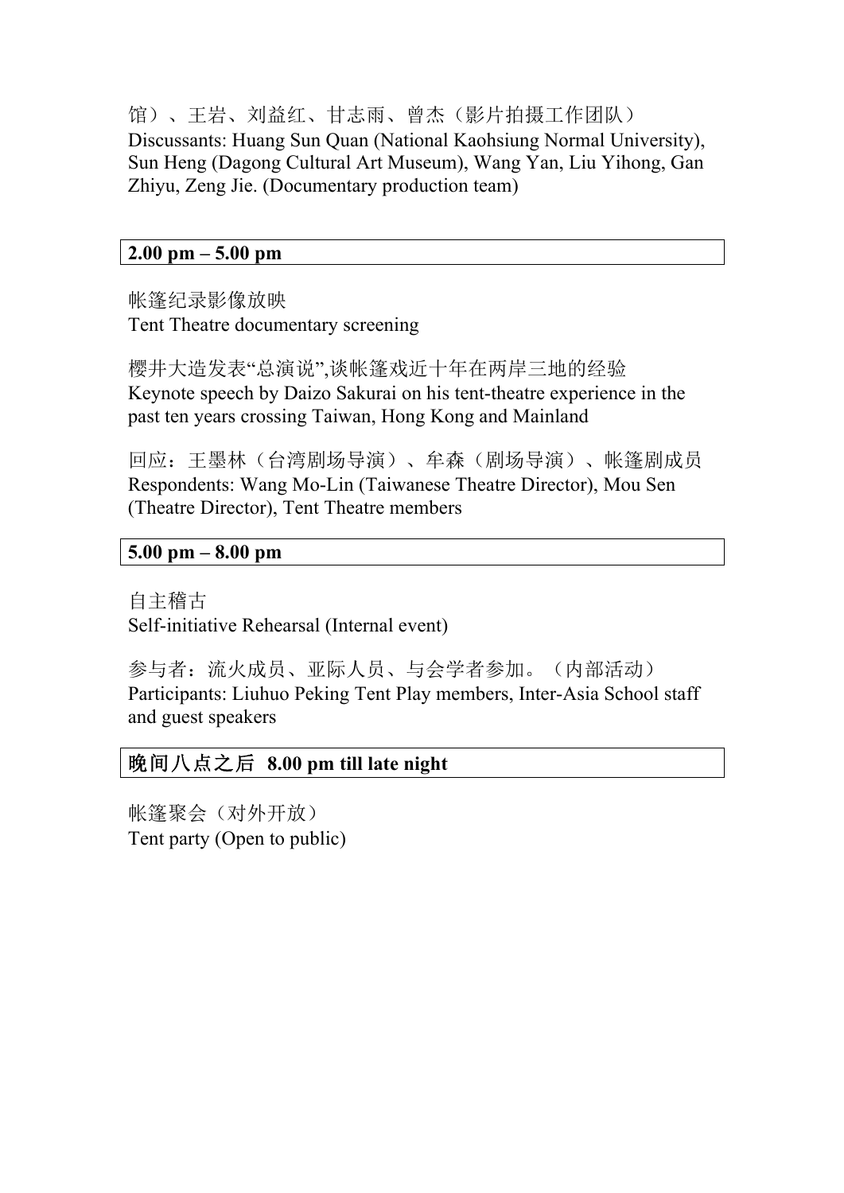馆）、王岩、刘益红、甘志雨、曾杰（影片拍摄工作团队）
Discussants: Huang Sun Quan (National Kaohsiung Normal University), Sun Heng (Dagong Cultural Art Museum), Wang Yan, Liu Yihong, Gan Zhiyu, Zeng Jie. (Documentary production team)

**2.00 pm – 5.00 pm**

帐篷纪录影像放映
Tent Theatre documentary screening

樱井大造发表"总演说",谈帐篷戏近十年在两岸三地的经验
Keynote speech by Daizo Sakurai on his tent-theatre experience in the past ten years crossing Taiwan, Hong Kong and Mainland

回应：王墨林（台湾剧场导演）、牟森（剧场导演）、帐篷剧成员
Respondents: Wang Mo-Lin (Taiwanese Theatre Director), Mou Sen (Theatre Director), Tent Theatre members

**5.00 pm – 8.00 pm**

自主稽古
Self-initiative Rehearsal (Internal event)

参与者：流火成员、亚际人员、与会学者参加。（内部活动）
Participants: Liuhuo Peking Tent Play members, Inter-Asia School staff and guest speakers

**晚间八点之后 8.00 pm till late night**

帐篷聚会（对外开放）
Tent party (Open to public)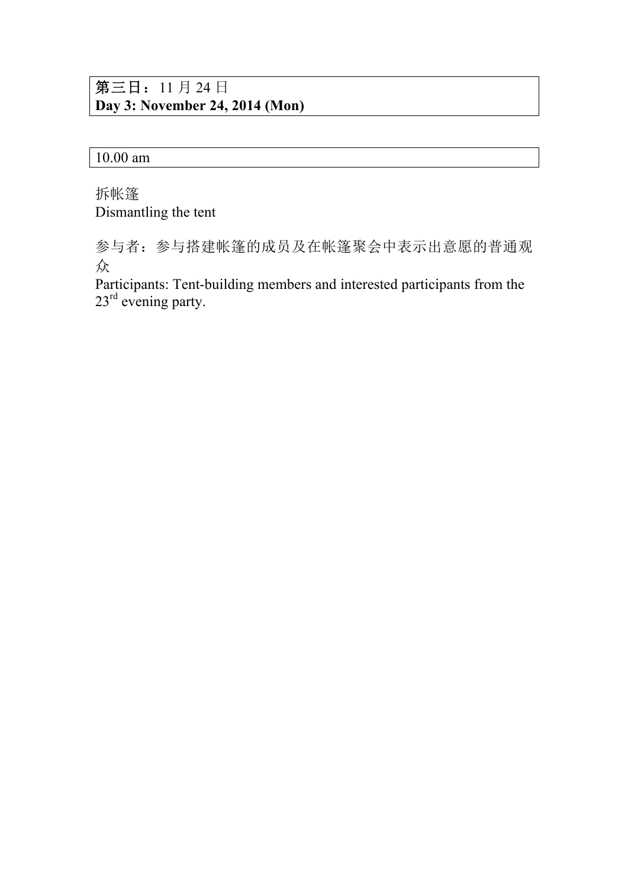**第三日**：11 月 24 日
**Day 3: November 24, 2014 (Mon)**

10.00 am

拆帐篷
Dismantling the tent

参与者：参与搭建帐篷的成员及在帐篷聚会中表示出意愿的普通观众
Participants: Tent-building members and interested participants from the 23rd evening party.